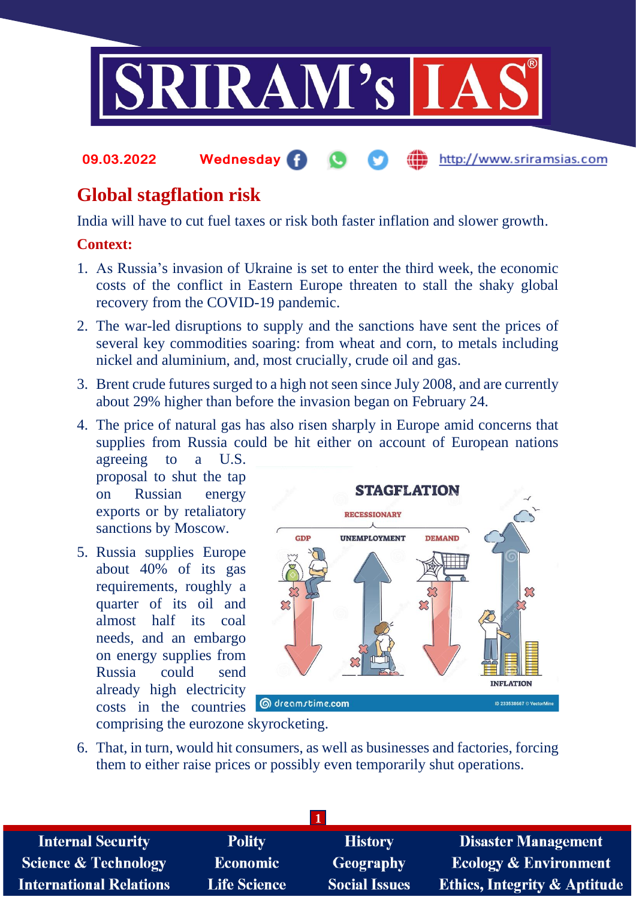09.03.2022 Wednesday

# Global stagflation risk

India will have to cut fuel taxes or risk both faster inflation and slower growth.

**Context:**

1. As Russia's invasion of Ukraine is set to enter the third week, the economic costs of the conflict in Eastern Europe threaten to stall the shaky global recovery from the COVID-19 pandemic.
2. The war-led disruptions to supply and the sanctions have sent the prices of several key commodities soaring: from wheat and corn, to metals including nickel and aluminium, and, most crucially, crude oil and gas.
3. Brent crude futures surged to a high not seen since July 2008, and are currently about 29% higher than before the invasion began on February 24.
4. The price of natural gas has also risen sharply in Europe amid concerns that supplies from Russia could be hit either on account of European nations agreeing to a U.S. proposal to shut the tap on Russian energy exports or by retaliatory sanctions by Moscow.
5. Russia supplies Europe about 40% of its gas requirements, roughly a quarter of its oil and almost half its coal needs, and an embargo on energy supplies from Russia could send already high electricity costs in the countries comprising the eurozone skyrocketing.
6. That, in turn, would hit consumers, as well as businesses and factories, forcing them to either raise prices or possibly even temporarily shut operations.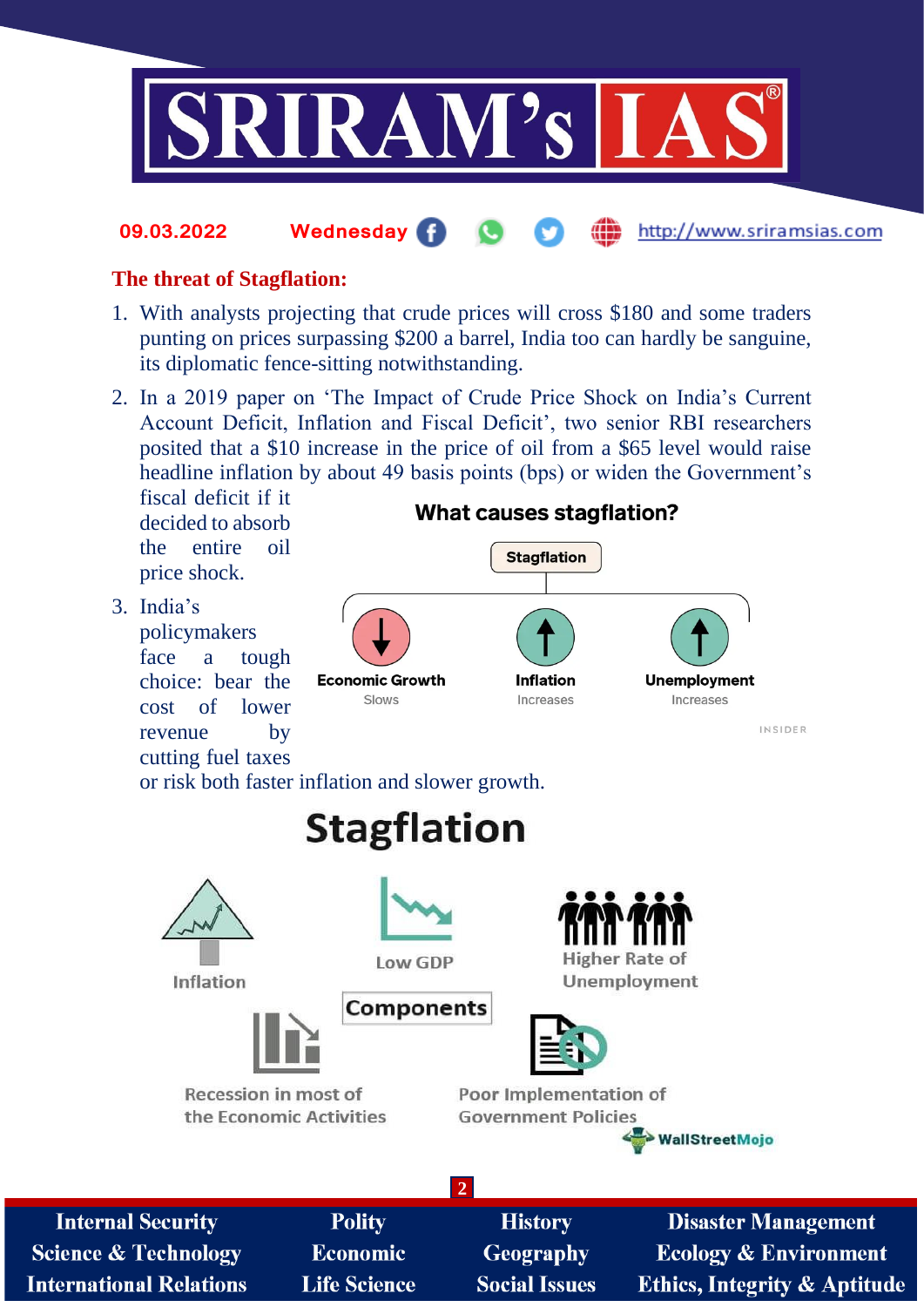## The threat of Stagflation:

1. With analysts projecting that crude prices will cross $180 and some traders punting on prices surpassing $200 a barrel, India too can hardly be sanguine, its diplomatic fence-sitting notwithstanding.
2. In a 2019 paper on 'The Impact of Crude Price Shock on India's Current Account Deficit, Inflation and Fiscal Deficit', two senior RBI researchers posited that a $10 increase in the price of oil from a $65 level would raise headline inflation by about 49 basis points (bps) or widen the Government's fiscal deficit if it decided to absorb the entire oil price shock.
3. India's policymakers face a tough choice: bear the cost of lower revenue by cutting fuel taxes or risk both faster inflation and slower growth.

**What causes stagflation?**

Stagflation

- Economic Growth — Slows
- Inflation — Increases
- Unemployment — Increases

INSIDER

**Stagflation**

Components

- Inflation
- Low GDP
- Higher Rate of Unemployment
- Recession in most of the Economic Activities
- Poor Implementation of Government Policies

WallStreetMojo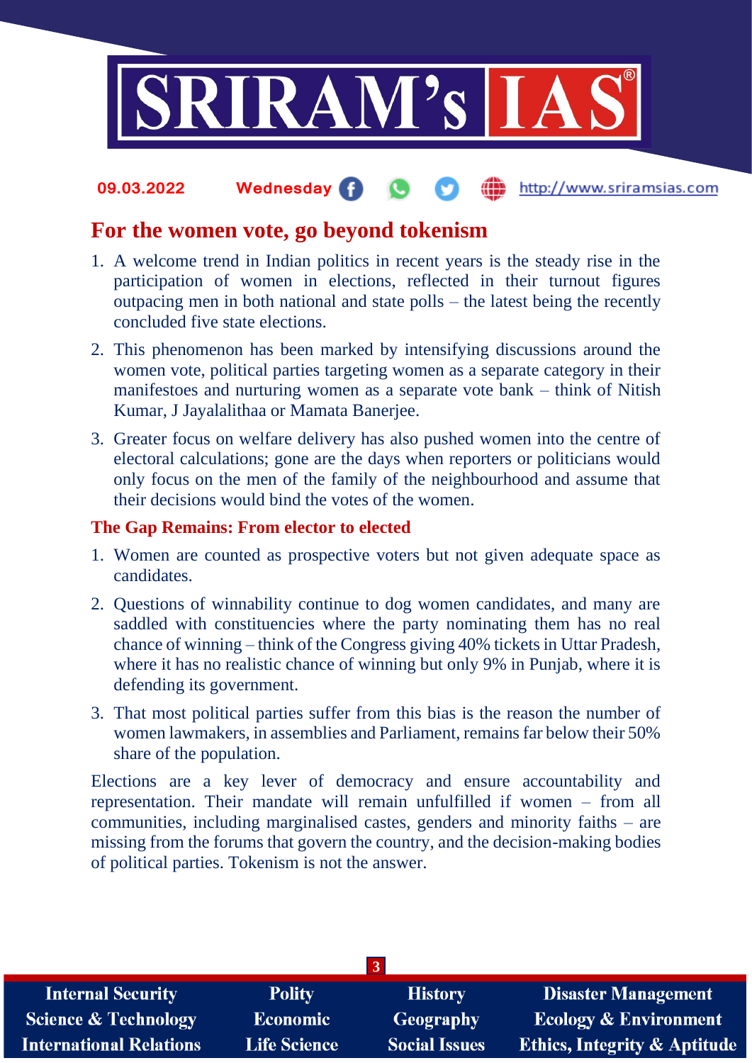## For the women vote, go beyond tokenism

1. A welcome trend in Indian politics in recent years is the steady rise in the participation of women in elections, reflected in their turnout figures outpacing men in both national and state polls – the latest being the recently concluded five state elections.
2. This phenomenon has been marked by intensifying discussions around the women vote, political parties targeting women as a separate category in their manifestoes and nurturing women as a separate vote bank – think of Nitish Kumar, J Jayalalithaa or Mamata Banerjee.
3. Greater focus on welfare delivery has also pushed women into the centre of electoral calculations; gone are the days when reporters or politicians would only focus on the men of the family of the neighbourhood and assume that their decisions would bind the votes of the women.

### The Gap Remains: From elector to elected

1. Women are counted as prospective voters but not given adequate space as candidates.
2. Questions of winnability continue to dog women candidates, and many are saddled with constituencies where the party nominating them has no real chance of winning – think of the Congress giving 40% tickets in Uttar Pradesh, where it has no realistic chance of winning but only 9% in Punjab, where it is defending its government.
3. That most political parties suffer from this bias is the reason the number of women lawmakers, in assemblies and Parliament, remains far below their 50% share of the population.

Elections are a key lever of democracy and ensure accountability and representation. Their mandate will remain unfulfilled if women – from all communities, including marginalised castes, genders and minority faiths – are missing from the forums that govern the country, and the decision-making bodies of political parties. Tokenism is not the answer.